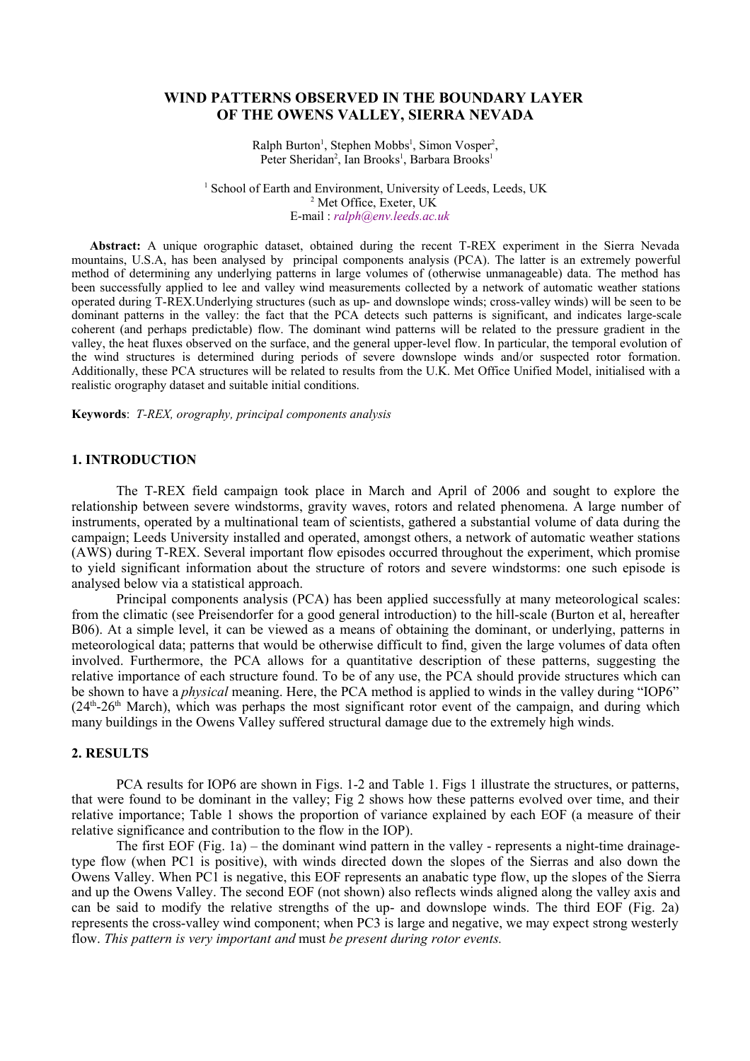# WIND PATTERNS OBSERVED IN THE BOUNDARY LAYER OF THE OWENS VALLEY, SIERRA NEVADA

Ralph Burton[1], Stephen Mobbs[1], Simon Vosper[2], Peter Sheridan[2], Ian Brooks[1], Barbara Brooks[1]

[1] School of Earth and Environment, University of Leeds, Leeds, UK
[2] Met Office, Exeter, UK
E-mail : *ralph@env.leeds.ac.uk*

**Abstract:** A unique orographic dataset, obtained during the recent T-REX experiment in the Sierra Nevada mountains, U.S.A, has been analysed by principal components analysis (PCA). The latter is an extremely powerful method of determining any underlying patterns in large volumes of (otherwise unmanageable) data. The method has been successfully applied to lee and valley wind measurements collected by a network of automatic weather stations operated during T-REX.Underlying structures (such as up- and downslope winds; cross-valley winds) will be seen to be dominant patterns in the valley: the fact that the PCA detects such patterns is significant, and indicates large-scale coherent (and perhaps predictable) flow. The dominant wind patterns will be related to the pressure gradient in the valley, the heat fluxes observed on the surface, and the general upper-level flow. In particular, the temporal evolution of the wind structures is determined during periods of severe downslope winds and/or suspected rotor formation. Additionally, these PCA structures will be related to results from the U.K. Met Office Unified Model, initialised with a realistic orography dataset and suitable initial conditions.

**Keywords**: *T-REX, orography, principal components analysis*

## 1. INTRODUCTION

The T-REX field campaign took place in March and April of 2006 and sought to explore the relationship between severe windstorms, gravity waves, rotors and related phenomena. A large number of instruments, operated by a multinational team of scientists, gathered a substantial volume of data during the campaign; Leeds University installed and operated, amongst others, a network of automatic weather stations (AWS) during T-REX. Several important flow episodes occurred throughout the experiment, which promise to yield significant information about the structure of rotors and severe windstorms: one such episode is analysed below via a statistical approach.

Principal components analysis (PCA) has been applied successfully at many meteorological scales: from the climatic (see Preisendorfer for a good general introduction) to the hill-scale (Burton et al, hereafter B06). At a simple level, it can be viewed as a means of obtaining the dominant, or underlying, patterns in meteorological data; patterns that would be otherwise difficult to find, given the large volumes of data often involved. Furthermore, the PCA allows for a quantitative description of these patterns, suggesting the relative importance of each structure found. To be of any use, the PCA should provide structures which can be shown to have a *physical* meaning. Here, the PCA method is applied to winds in the valley during "IOP6" (24th-26th March), which was perhaps the most significant rotor event of the campaign, and during which many buildings in the Owens Valley suffered structural damage due to the extremely high winds.

## 2. RESULTS

PCA results for IOP6 are shown in Figs. 1-2 and Table 1. Figs 1 illustrate the structures, or patterns, that were found to be dominant in the valley; Fig 2 shows how these patterns evolved over time, and their relative importance; Table 1 shows the proportion of variance explained by each EOF (a measure of their relative significance and contribution to the flow in the IOP).

The first EOF (Fig. 1a) – the dominant wind pattern in the valley - represents a night-time drainage-type flow (when PC1 is positive), with winds directed down the slopes of the Sierras and also down the Owens Valley. When PC1 is negative, this EOF represents an anabatic type flow, up the slopes of the Sierra and up the Owens Valley. The second EOF (not shown) also reflects winds aligned along the valley axis and can be said to modify the relative strengths of the up- and downslope winds. The third EOF (Fig. 2a) represents the cross-valley wind component; when PC3 is large and negative, we may expect strong westerly flow. *This pattern is very important and* must *be present during rotor events.*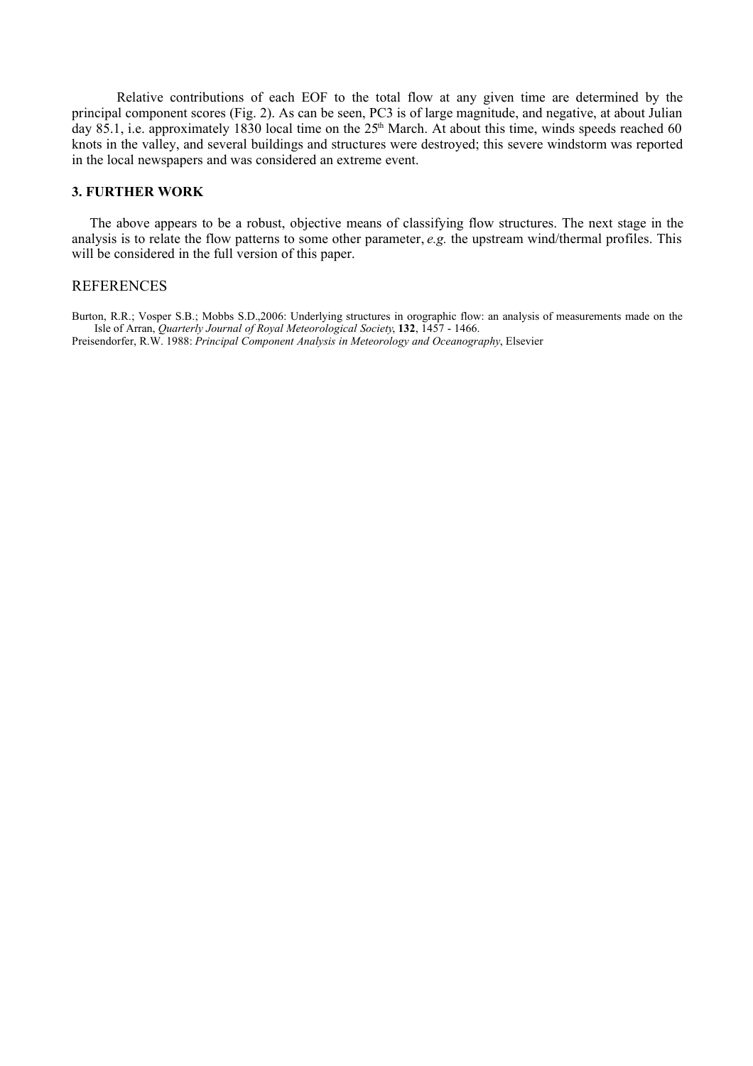Relative contributions of each EOF to the total flow at any given time are determined by the principal component scores (Fig. 2). As can be seen, PC3 is of large magnitude, and negative, at about Julian day 85.1, i.e. approximately 1830 local time on the 25$^{th}$ March. At about this time, winds speeds reached 60 knots in the valley, and several buildings and structures were destroyed; this severe windstorm was reported in the local newspapers and was considered an extreme event.

### 3. FURTHER WORK

The above appears to be a robust, objective means of classifying flow structures. The next stage in the analysis is to relate the flow patterns to some other parameter, *e.g.* the upstream wind/thermal profiles. This will be considered in the full version of this paper.

## REFERENCES

Burton, R.R.; Vosper S.B.; Mobbs S.D.,2006: Underlying structures in orographic flow: an analysis of measurements made on the Isle of Arran, *Quarterly Journal of Royal Meteorological Society*, **132**, 1457 - 1466.

Preisendorfer, R.W. 1988: *Principal Component Analysis in Meteorology and Oceanography*, Elsevier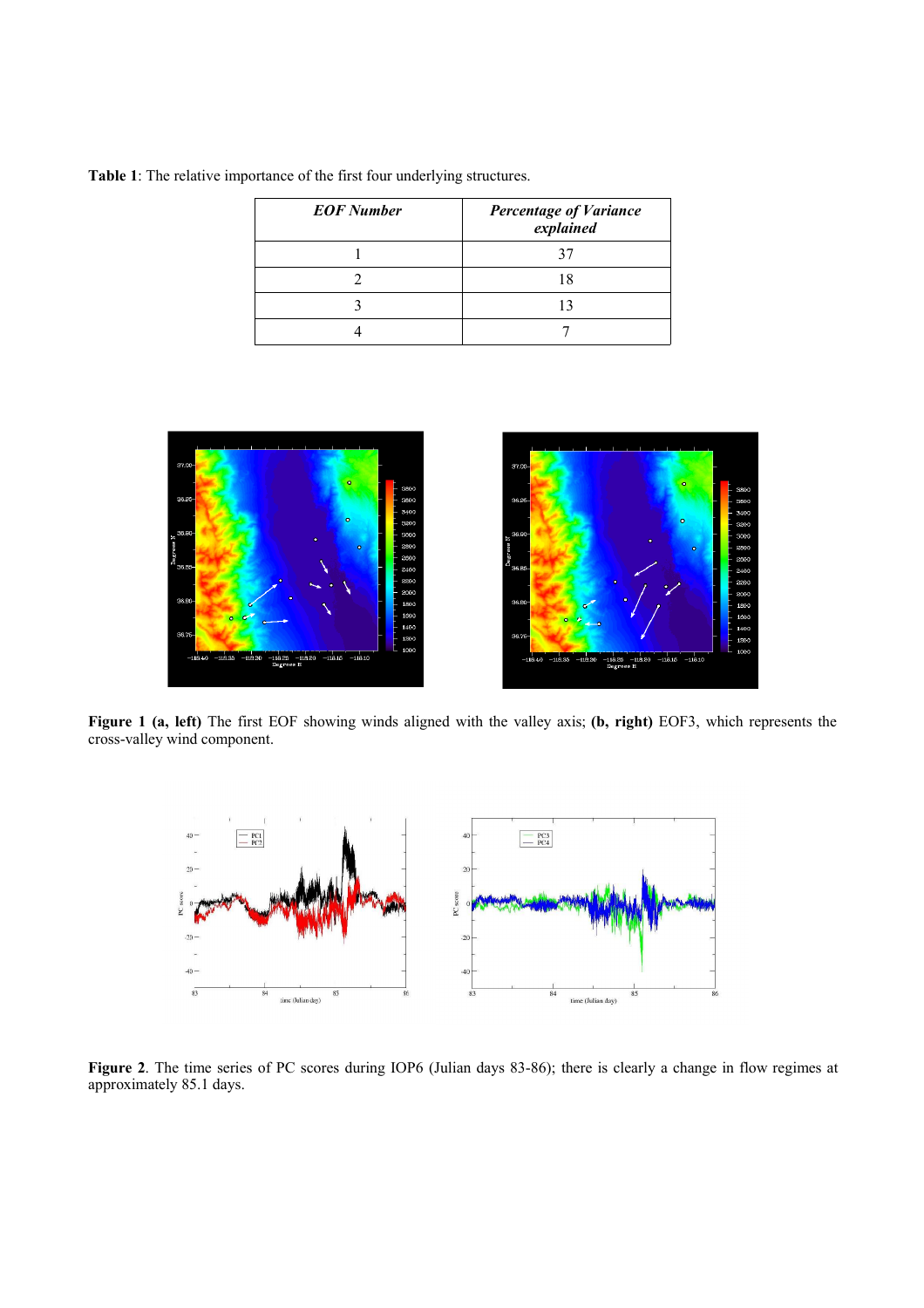**Table 1**: The relative importance of the first four underlying structures.

| *EOF Number* | *Percentage of Variance explained* |
| --- | --- |
| 1 | 37 |
| 2 | 18 |
| 3 | 13 |
| 4 | 7 |

**Figure 1 (a, left)** The first EOF showing winds aligned with the valley axis; **(b, right)** EOF3, which represents the cross-valley wind component.

**Figure 2**. The time series of PC scores during IOP6 (Julian days 83-86); there is clearly a change in flow regimes at approximately 85.1 days.